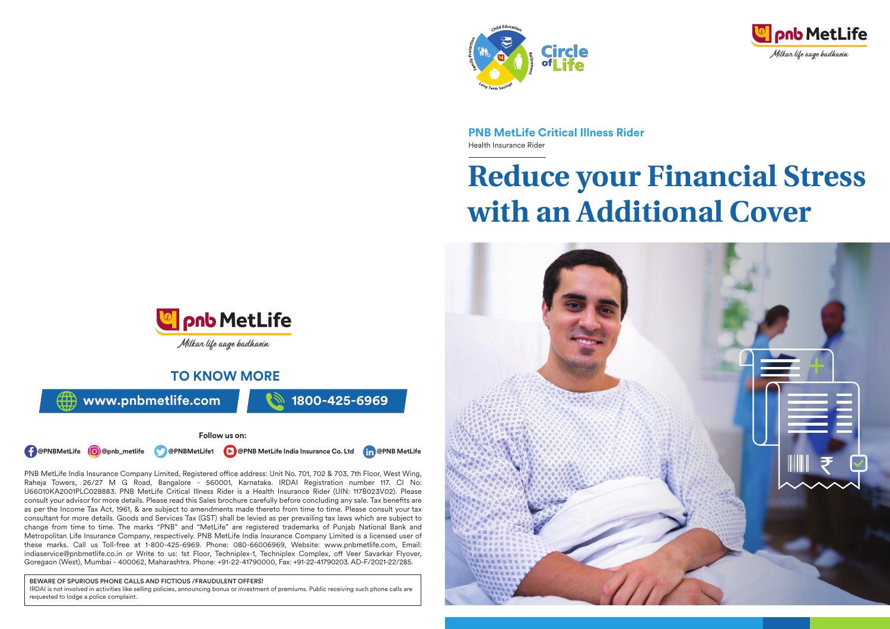**PNB MetLife Critical Illness Rider**

Health Insurance Rider

# Reduce your Financial Stress with an Additional Cover

pnb MetLife

*Milkar life aage badhaein*

## TO KNOW MORE

www.pnbmetlife.com | 1800-425-6969

**Follow us on:**

@PNBMetLife @pnb_metlife @PNBMetLife1 @PNB MetLife India Insurance Co. Ltd @PNB MetLife

PNB MetLife India Insurance Company Limited, Registered office address: Unit No. 701, 702 & 703, 7th Floor, West Wing, Raheja Towers, 26/27 M G Road, Bangalore - 560001, Karnataka. IRDAI Registration number 117. CI No: U66010KA2001PLC028883. PNB MetLife Critical Illness Rider is a Health Insurance Rider (UIN: 117B023V02). Please consult your advisor for more details. Please read this Sales brochure carefully before concluding any sale. Tax benefits are as per the Income Tax Act, 1961, & are subject to amendments made thereto from time to time. Please consult your tax consultant for more details. Goods and Services Tax (GST) shall be levied as per prevailing tax laws which are subject to change from time to time. The marks "PNB" and "MetLife" are registered trademarks of Punjab National Bank and Metropolitan Life Insurance Company, respectively. PNB MetLife India Insurance Company Limited is a licensed user of these marks. Call us Toll-free at 1-800-425-6969. Phone: 080-66006969, Website: www.pnbmetlife.com, Email: indiaservice@pnbmetlife.co.in or Write to us: 1st Floor, Techniplex-1, Techniplex Complex, off Veer Savarkar Flyover, Goregaon (West), Mumbai - 400062, Maharashtra. Phone: +91-22-41790000, Fax: +91-22-41790203. AD-F/2021-22/285.

**BEWARE OF SPURIOUS PHONE CALLS AND FICTIOUS /FRAUDULENT OFFERS!**

IRDAI is not involved in activities like selling policies, announcing bonus or investment of premiums. Public receiving such phone calls are requested to lodge a police complaint.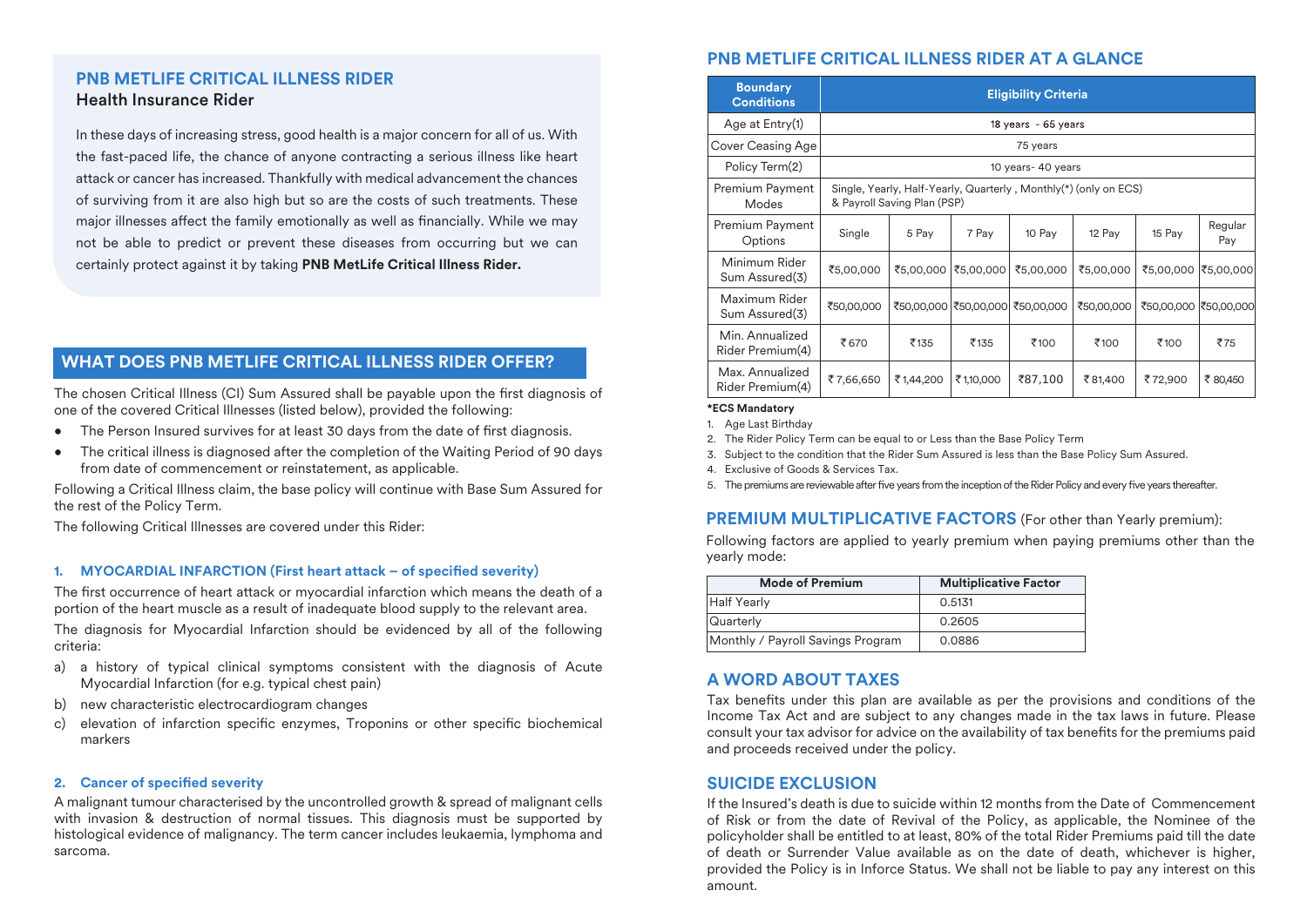## PNB METLIFE CRITICAL ILLNESS RIDER

### Health Insurance Rider

In these days of increasing stress, good health is a major concern for all of us. With the fast-paced life, the chance of anyone contracting a serious illness like heart attack or cancer has increased. Thankfully with medical advancement the chances of surviving from it are also high but so are the costs of such treatments. These major illnesses affect the family emotionally as well as financially. While we may not be able to predict or prevent these diseases from occurring but we can certainly protect against it by taking **PNB MetLife Critical Illness Rider.**

## WHAT DOES PNB METLIFE CRITICAL ILLNESS RIDER OFFER?

The chosen Critical Illness (CI) Sum Assured shall be payable upon the first diagnosis of one of the covered Critical Illnesses (listed below), provided the following:

- The Person Insured survives for at least 30 days from the date of first diagnosis.
- The critical illness is diagnosed after the completion of the Waiting Period of 90 days from date of commencement or reinstatement, as applicable.

Following a Critical Illness claim, the base policy will continue with Base Sum Assured for the rest of the Policy Term.

The following Critical Illnesses are covered under this Rider:

#### 1. MYOCARDIAL INFARCTION (First heart attack – of specified severity)

The first occurrence of heart attack or myocardial infarction which means the death of a portion of the heart muscle as a result of inadequate blood supply to the relevant area.

The diagnosis for Myocardial Infarction should be evidenced by all of the following criteria:

a) a history of typical clinical symptoms consistent with the diagnosis of Acute Myocardial Infarction (for e.g. typical chest pain)

b) new characteristic electrocardiogram changes

c) elevation of infarction specific enzymes, Troponins or other specific biochemical markers

#### 2. Cancer of specified severity

A malignant tumour characterised by the uncontrolled growth & spread of malignant cells with invasion & destruction of normal tissues. This diagnosis must be supported by histological evidence of malignancy. The term cancer includes leukaemia, lymphoma and sarcoma.

## PNB METLIFE CRITICAL ILLNESS RIDER AT A GLANCE

| Boundary Conditions | Eligibility Criteria | | | | | | |
|---|---|---|---|---|---|---|---|
| Age at Entry(1) | 18 years - 65 years | | | | | | |
| Cover Ceasing Age | 75 years | | | | | | |
| Policy Term(2) | 10 years- 40 years | | | | | | |
| Premium Payment Modes | Single, Yearly, Half-Yearly, Quarterly , Monthly(*) (only on ECS) & Payroll Saving Plan (PSP) | | | | | | |
| Premium Payment Options | Single | 5 Pay | 7 Pay | 10 Pay | 12 Pay | 15 Pay | Regular Pay |
| Minimum Rider Sum Assured(3) | ₹5,00,000 | ₹5,00,000 | ₹5,00,000 | ₹5,00,000 | ₹5,00,000 | ₹5,00,000 | ₹5,00,000 |
| Maximum Rider Sum Assured(3) | ₹50,00,000 | ₹50,00,000 | ₹50,00,000 | ₹50,00,000 | ₹50,00,000 | ₹50,00,000 | ₹50,00,000 |
| Min. Annualized Rider Premium(4) | ₹670 | ₹135 | ₹135 | ₹100 | ₹100 | ₹100 | ₹75 |
| Max. Annualized Rider Premium(4) | ₹7,66,650 | ₹1,44,200 | ₹1,10,000 | ₹87,100 | ₹81,400 | ₹72,900 | ₹80,450 |

**\*ECS Mandatory**

1. Age Last Birthday
2. The Rider Policy Term can be equal to or Less than the Base Policy Term
3. Subject to the condition that the Rider Sum Assured is less than the Base Policy Sum Assured.
4. Exclusive of Goods & Services Tax.
5. The premiums are reviewable after five years from the inception of the Rider Policy and every five years thereafter.

## PREMIUM MULTIPLICATIVE FACTORS (For other than Yearly premium):

Following factors are applied to yearly premium when paying premiums other than the yearly mode:

| Mode of Premium | Multiplicative Factor |
|---|---|
| Half Yearly | 0.5131 |
| Quarterly | 0.2605 |
| Monthly / Payroll Savings Program | 0.0886 |

## A WORD ABOUT TAXES

Tax benefits under this plan are available as per the provisions and conditions of the Income Tax Act and are subject to any changes made in the tax laws in future. Please consult your tax advisor for advice on the availability of tax benefits for the premiums paid and proceeds received under the policy.

## SUICIDE EXCLUSION

If the Insured's death is due to suicide within 12 months from the Date of Commencement of Risk or from the date of Revival of the Policy, as applicable, the Nominee of the policyholder shall be entitled to at least, 80% of the total Rider Premiums paid till the date of death or Surrender Value available as on the date of death, whichever is higher, provided the Policy is in Inforce Status. We shall not be liable to pay any interest on this amount.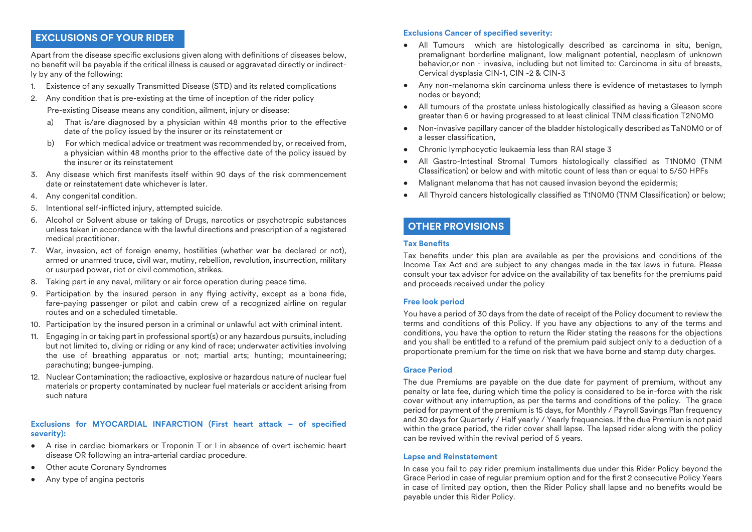## EXCLUSIONS OF YOUR RIDER

Apart from the disease specific exclusions given along with definitions of diseases below, no benefit will be payable if the critical illness is caused or aggravated directly or indirectly by any of the following:

1. Existence of any sexually Transmitted Disease (STD) and its related complications
2. Any condition that is pre-existing at the time of inception of the rider policy

   Pre-existing Disease means any condition, ailment, injury or disease:

   a) That is/are diagnosed by a physician within 48 months prior to the effective date of the policy issued by the insurer or its reinstatement or

   b) For which medical advice or treatment was recommended by, or received from, a physician within 48 months prior to the effective date of the policy issued by the insurer or its reinstatement
3. Any disease which first manifests itself within 90 days of the risk commencement date or reinstatement date whichever is later.
4. Any congenital condition.
5. Intentional self-inflicted injury, attempted suicide.
6. Alcohol or Solvent abuse or taking of Drugs, narcotics or psychotropic substances unless taken in accordance with the lawful directions and prescription of a registered medical practitioner.
7. War, invasion, act of foreign enemy, hostilities (whether war be declared or not), armed or unarmed truce, civil war, mutiny, rebellion, revolution, insurrection, military or usurped power, riot or civil commotion, strikes.
8. Taking part in any naval, military or air force operation during peace time.
9. Participation by the insured person in any flying activity, except as a bona fide, fare-paying passenger or pilot and cabin crew of a recognized airline on regular routes and on a scheduled timetable.
10. Participation by the insured person in a criminal or unlawful act with criminal intent.
11. Engaging in or taking part in professional sport(s) or any hazardous pursuits, including but not limited to, diving or riding or any kind of race; underwater activities involving the use of breathing apparatus or not; martial arts; hunting; mountaineering; parachuting; bungee-jumping.
12. Nuclear Contamination; the radioactive, explosive or hazardous nature of nuclear fuel materials or property contaminated by nuclear fuel materials or accident arising from such nature

**Exclusions for MYOCARDIAL INFARCTION (First heart attack – of specified severity):**

- A rise in cardiac biomarkers or Troponin T or I in absence of overt ischemic heart disease OR following an intra-arterial cardiac procedure.
- Other acute Coronary Syndromes
- Any type of angina pectoris

**Exclusions Cancer of specified severity:**

- All Tumours which are histologically described as carcinoma in situ, benign, premalignant borderline malignant, low malignant potential, neoplasm of unknown behavior,or non - invasive, including but not limited to: Carcinoma in situ of breasts, Cervical dysplasia CIN-1, CIN -2 & CIN-3
- Any non-melanoma skin carcinoma unless there is evidence of metastases to lymph nodes or beyond;
- All tumours of the prostate unless histologically classified as having a Gleason score greater than 6 or having progressed to at least clinical TNM classification T2N0M0
- Non-invasive papillary cancer of the bladder histologically described as TaN0M0 or of a lesser classification,
- Chronic lymphocyctic leukaemia less than RAI stage 3
- All Gastro-Intestinal Stromal Tumors histologically classified as T1N0M0 (TNM Classification) or below and with mitotic count of less than or equal to 5/50 HPFs
- Malignant melanoma that has not caused invasion beyond the epidermis;
- All Thyroid cancers histologically classified as T1N0M0 (TNM Classification) or below;

## OTHER PROVISIONS

**Tax Benefits**

Tax benefits under this plan are available as per the provisions and conditions of the Income Tax Act and are subject to any changes made in the tax laws in future. Please consult your tax advisor for advice on the availability of tax benefits for the premiums paid and proceeds received under the policy

**Free look period**

You have a period of 30 days from the date of receipt of the Policy document to review the terms and conditions of this Policy. If you have any objections to any of the terms and conditions, you have the option to return the Rider stating the reasons for the objections and you shall be entitled to a refund of the premium paid subject only to a deduction of a proportionate premium for the time on risk that we have borne and stamp duty charges.

**Grace Period**

The due Premiums are payable on the due date for payment of premium, without any penalty or late fee, during which time the policy is considered to be in-force with the risk cover without any interruption, as per the terms and conditions of the policy. The grace period for payment of the premium is 15 days, for Monthly / Payroll Savings Plan frequency and 30 days for Quarterly / Half yearly / Yearly frequencies. If the due Premium is not paid within the grace period, the rider cover shall lapse. The lapsed rider along with the policy can be revived within the revival period of 5 years.

**Lapse and Reinstatement**

In case you fail to pay rider premium installments due under this Rider Policy beyond the Grace Period in case of regular premium option and for the first 2 consecutive Policy Years in case of limited pay option, then the Rider Policy shall lapse and no benefits would be payable under this Rider Policy.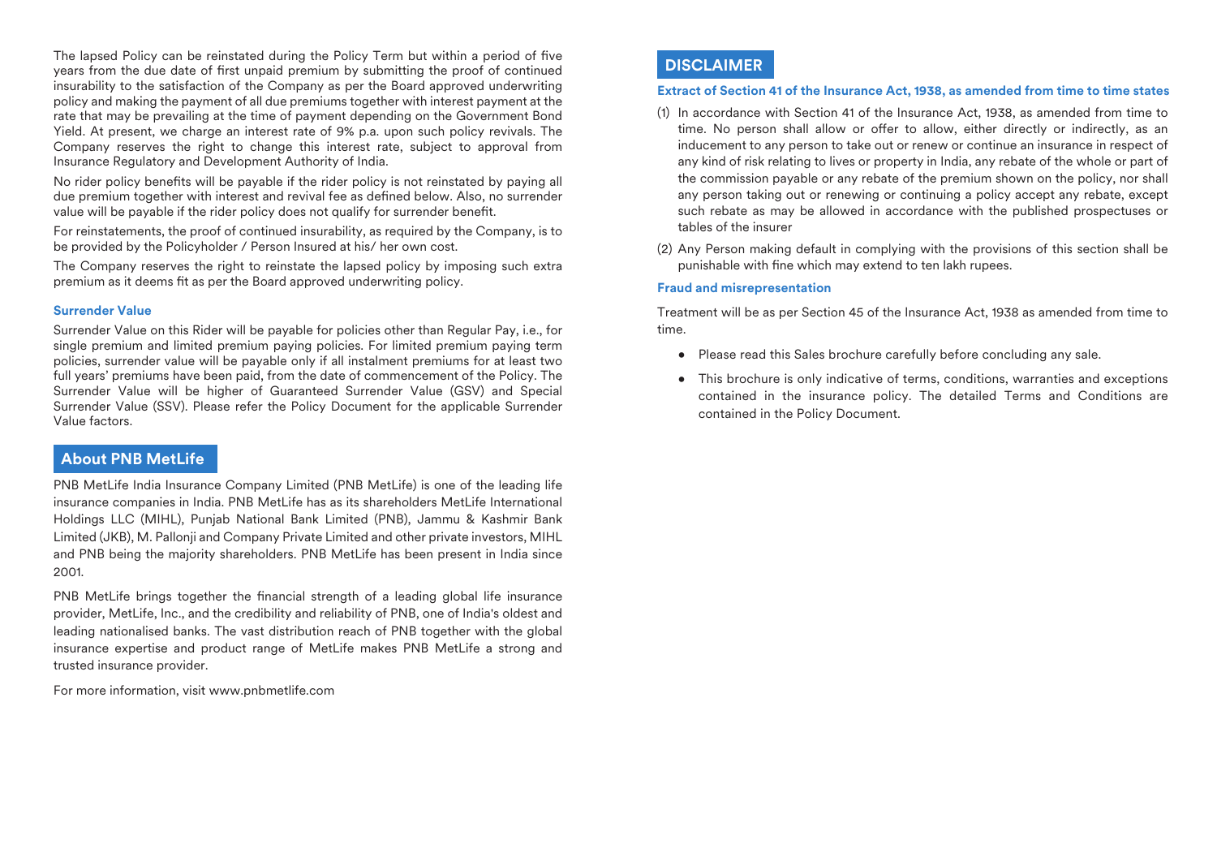The lapsed Policy can be reinstated during the Policy Term but within a period of five years from the due date of first unpaid premium by submitting the proof of continued insurability to the satisfaction of the Company as per the Board approved underwriting policy and making the payment of all due premiums together with interest payment at the rate that may be prevailing at the time of payment depending on the Government Bond Yield. At present, we charge an interest rate of 9% p.a. upon such policy revivals. The Company reserves the right to change this interest rate, subject to approval from Insurance Regulatory and Development Authority of India.

No rider policy benefits will be payable if the rider policy is not reinstated by paying all due premium together with interest and revival fee as defined below. Also, no surrender value will be payable if the rider policy does not qualify for surrender benefit.

For reinstatements, the proof of continued insurability, as required by the Company, is to be provided by the Policyholder / Person Insured at his/ her own cost.

The Company reserves the right to reinstate the lapsed policy by imposing such extra premium as it deems fit as per the Board approved underwriting policy.

### Surrender Value

Surrender Value on this Rider will be payable for policies other than Regular Pay, i.e., for single premium and limited premium paying policies. For limited premium paying term policies, surrender value will be payable only if all instalment premiums for at least two full years' premiums have been paid, from the date of commencement of the Policy. The Surrender Value will be higher of Guaranteed Surrender Value (GSV) and Special Surrender Value (SSV). Please refer the Policy Document for the applicable Surrender Value factors.

## About PNB MetLife

PNB MetLife India Insurance Company Limited (PNB MetLife) is one of the leading life insurance companies in India. PNB MetLife has as its shareholders MetLife International Holdings LLC (MIHL), Punjab National Bank Limited (PNB), Jammu & Kashmir Bank Limited (JKB), M. Pallonji and Company Private Limited and other private investors, MIHL and PNB being the majority shareholders. PNB MetLife has been present in India since 2001.

PNB MetLife brings together the financial strength of a leading global life insurance provider, MetLife, Inc., and the credibility and reliability of PNB, one of India's oldest and leading nationalised banks. The vast distribution reach of PNB together with the global insurance expertise and product range of MetLife makes PNB MetLife a strong and trusted insurance provider.

For more information, visit www.pnbmetlife.com

## DISCLAIMER

### Extract of Section 41 of the Insurance Act, 1938, as amended from time to time states

(1) In accordance with Section 41 of the Insurance Act, 1938, as amended from time to time. No person shall allow or offer to allow, either directly or indirectly, as an inducement to any person to take out or renew or continue an insurance in respect of any kind of risk relating to lives or property in India, any rebate of the whole or part of the commission payable or any rebate of the premium shown on the policy, nor shall any person taking out or renewing or continuing a policy accept any rebate, except such rebate as may be allowed in accordance with the published prospectuses or tables of the insurer

(2) Any Person making default in complying with the provisions of this section shall be punishable with fine which may extend to ten lakh rupees.

### Fraud and misrepresentation

Treatment will be as per Section 45 of the Insurance Act, 1938 as amended from time to time.

- Please read this Sales brochure carefully before concluding any sale.
- This brochure is only indicative of terms, conditions, warranties and exceptions contained in the insurance policy. The detailed Terms and Conditions are contained in the Policy Document.